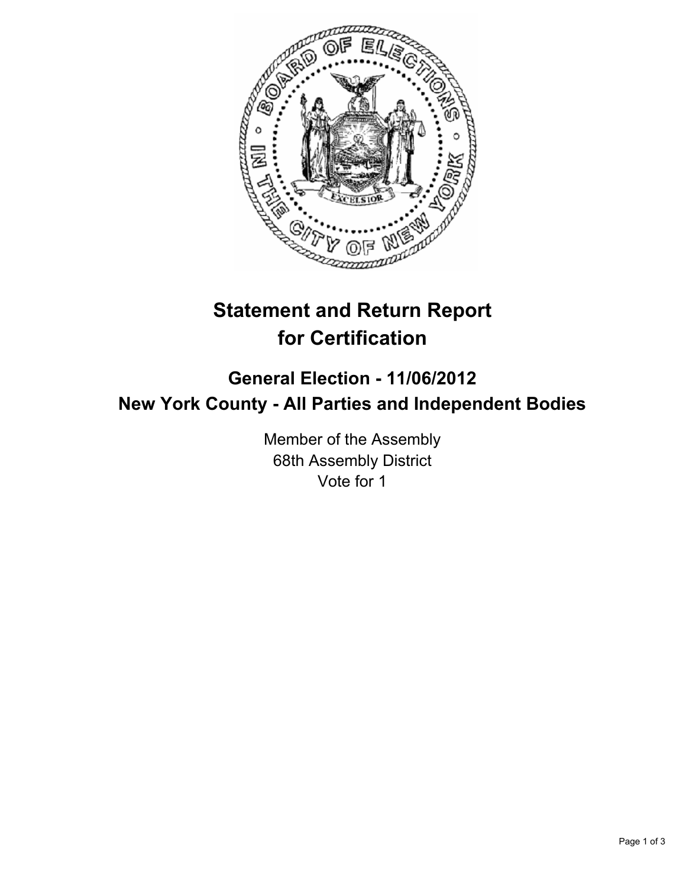# Statement and Return Report for Certification

## General Election - 11/06/2012
## New York County - All Parties and Independent Bodies

Member of the Assembly
68th Assembly District
Vote for 1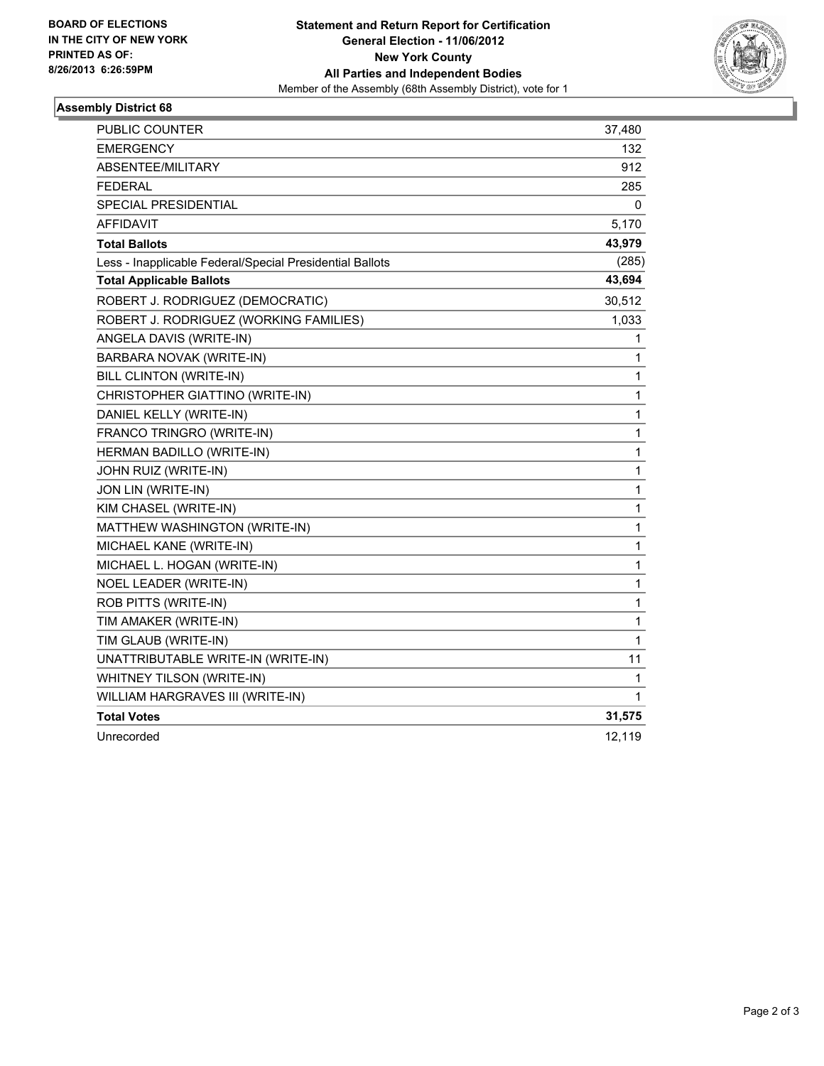**BOARD OF ELECTIONS IN THE CITY OF NEW YORK PRINTED AS OF: 8/26/2013 6:26:59PM**

**Statement and Return Report for Certification**
**General Election - 11/06/2012**
**New York County**
**All Parties and Independent Bodies**
Member of the Assembly (68th Assembly District), vote for 1

## Assembly District 68

| | |
|---|---|
| PUBLIC COUNTER | 37,480 |
| EMERGENCY | 132 |
| ABSENTEE/MILITARY | 912 |
| FEDERAL | 285 |
| SPECIAL PRESIDENTIAL | 0 |
| AFFIDAVIT | 5,170 |
| **Total Ballots** | **43,979** |
| Less - Inapplicable Federal/Special Presidential Ballots | (285) |
| **Total Applicable Ballots** | **43,694** |
| ROBERT J. RODRIGUEZ (DEMOCRATIC) | 30,512 |
| ROBERT J. RODRIGUEZ (WORKING FAMILIES) | 1,033 |
| ANGELA DAVIS (WRITE-IN) | 1 |
| BARBARA NOVAK (WRITE-IN) | 1 |
| BILL CLINTON (WRITE-IN) | 1 |
| CHRISTOPHER GIATTINO (WRITE-IN) | 1 |
| DANIEL KELLY (WRITE-IN) | 1 |
| FRANCO TRINGRO (WRITE-IN) | 1 |
| HERMAN BADILLO (WRITE-IN) | 1 |
| JOHN RUIZ (WRITE-IN) | 1 |
| JON LIN (WRITE-IN) | 1 |
| KIM CHASEL (WRITE-IN) | 1 |
| MATTHEW WASHINGTON (WRITE-IN) | 1 |
| MICHAEL KANE (WRITE-IN) | 1 |
| MICHAEL L. HOGAN (WRITE-IN) | 1 |
| NOEL LEADER (WRITE-IN) | 1 |
| ROB PITTS (WRITE-IN) | 1 |
| TIM AMAKER (WRITE-IN) | 1 |
| TIM GLAUB (WRITE-IN) | 1 |
| UNATTRIBUTABLE WRITE-IN (WRITE-IN) | 11 |
| WHITNEY TILSON (WRITE-IN) | 1 |
| WILLIAM HARGRAVES III (WRITE-IN) | 1 |
| **Total Votes** | **31,575** |
| Unrecorded | 12,119 |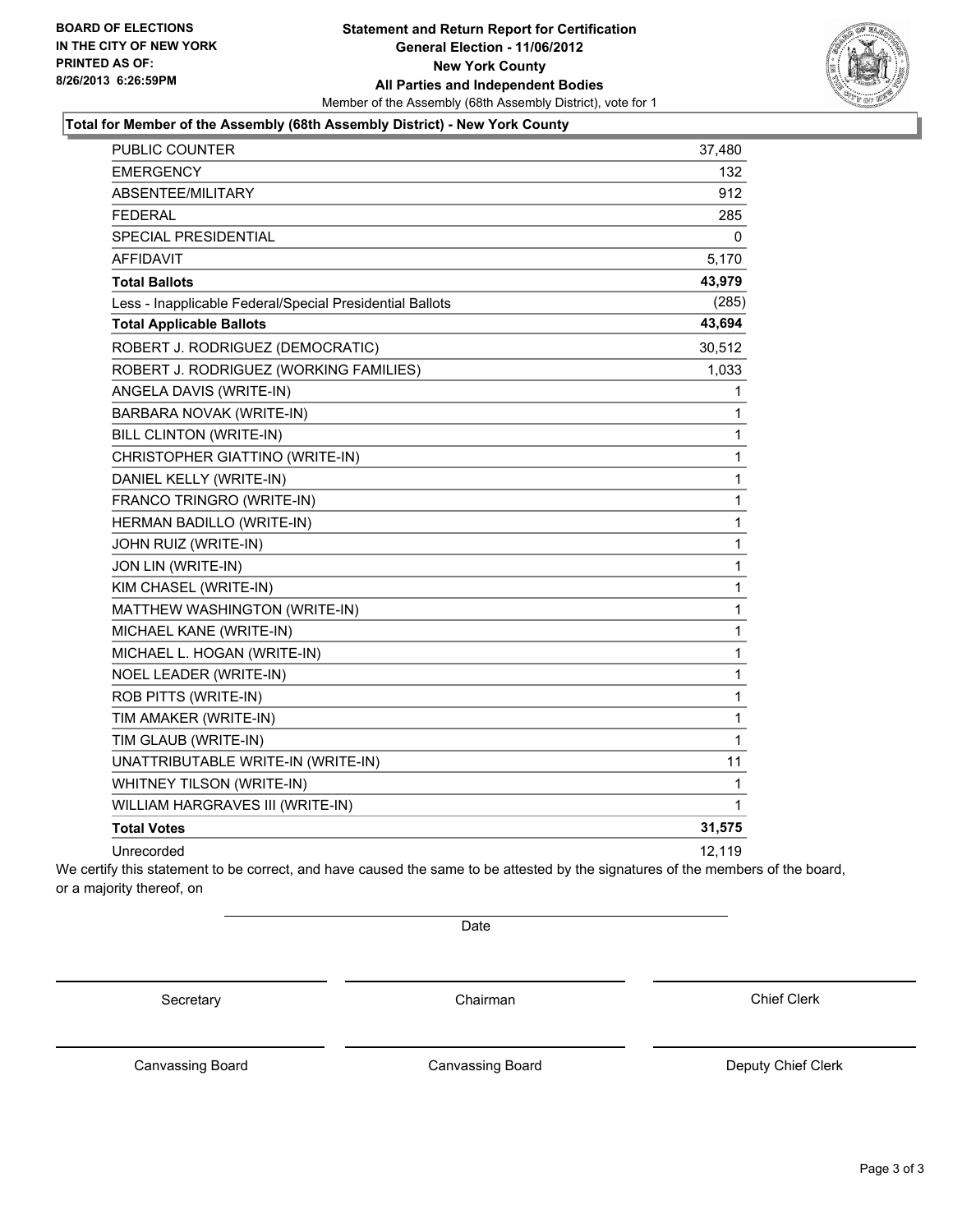**BOARD OF ELECTIONS IN THE CITY OF NEW YORK PRINTED AS OF: 8/26/2013 6:26:59PM**

**Statement and Return Report for Certification**
**General Election - 11/06/2012**
**New York County**
**All Parties and Independent Bodies**
Member of the Assembly (68th Assembly District), vote for 1

**Total for Member of the Assembly (68th Assembly District) - New York County**

| | |
|---|---|
| PUBLIC COUNTER | 37,480 |
| EMERGENCY | 132 |
| ABSENTEE/MILITARY | 912 |
| FEDERAL | 285 |
| SPECIAL PRESIDENTIAL | 0 |
| AFFIDAVIT | 5,170 |
| **Total Ballots** | **43,979** |
| Less - Inapplicable Federal/Special Presidential Ballots | (285) |
| **Total Applicable Ballots** | **43,694** |
| ROBERT J. RODRIGUEZ (DEMOCRATIC) | 30,512 |
| ROBERT J. RODRIGUEZ (WORKING FAMILIES) | 1,033 |
| ANGELA DAVIS (WRITE-IN) | 1 |
| BARBARA NOVAK (WRITE-IN) | 1 |
| BILL CLINTON (WRITE-IN) | 1 |
| CHRISTOPHER GIATTINO (WRITE-IN) | 1 |
| DANIEL KELLY (WRITE-IN) | 1 |
| FRANCO TRINGRO (WRITE-IN) | 1 |
| HERMAN BADILLO (WRITE-IN) | 1 |
| JOHN RUIZ (WRITE-IN) | 1 |
| JON LIN (WRITE-IN) | 1 |
| KIM CHASEL (WRITE-IN) | 1 |
| MATTHEW WASHINGTON (WRITE-IN) | 1 |
| MICHAEL KANE (WRITE-IN) | 1 |
| MICHAEL L. HOGAN (WRITE-IN) | 1 |
| NOEL LEADER (WRITE-IN) | 1 |
| ROB PITTS (WRITE-IN) | 1 |
| TIM AMAKER (WRITE-IN) | 1 |
| TIM GLAUB (WRITE-IN) | 1 |
| UNATTRIBUTABLE WRITE-IN (WRITE-IN) | 11 |
| WHITNEY TILSON (WRITE-IN) | 1 |
| WILLIAM HARGRAVES III (WRITE-IN) | 1 |
| **Total Votes** | **31,575** |
| Unrecorded | 12,119 |

We certify this statement to be correct, and have caused the same to be attested by the signatures of the members of the board, or a majority thereof, on

Date

Secretary | Chairman | Chief Clerk

Canvassing Board | Canvassing Board | Deputy Chief Clerk